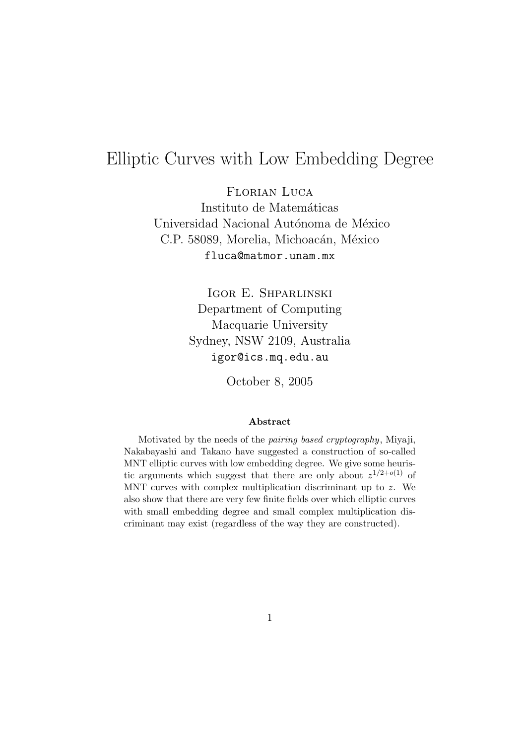# Elliptic Curves with Low Embedding Degree

Florian Luca
Instituto de Matemáticas
Universidad Nacional Autónoma de México
C.P. 58089, Morelia, Michoacán, México
fluca@matmor.unam.mx

Igor E. Shparlinski
Department of Computing
Macquarie University
Sydney, NSW 2109, Australia
igor@ics.mq.edu.au

October 8, 2005

### Abstract

Motivated by the needs of the *pairing based cryptography*, Miyaji, Nakabayashi and Takano have suggested a construction of so-called MNT elliptic curves with low embedding degree. We give some heuristic arguments which suggest that there are only about $z^{1/2+o(1)}$ of MNT curves with complex multiplication discriminant up to $z$. We also show that there are very few finite fields over which elliptic curves with small embedding degree and small complex multiplication discriminant may exist (regardless of the way they are constructed).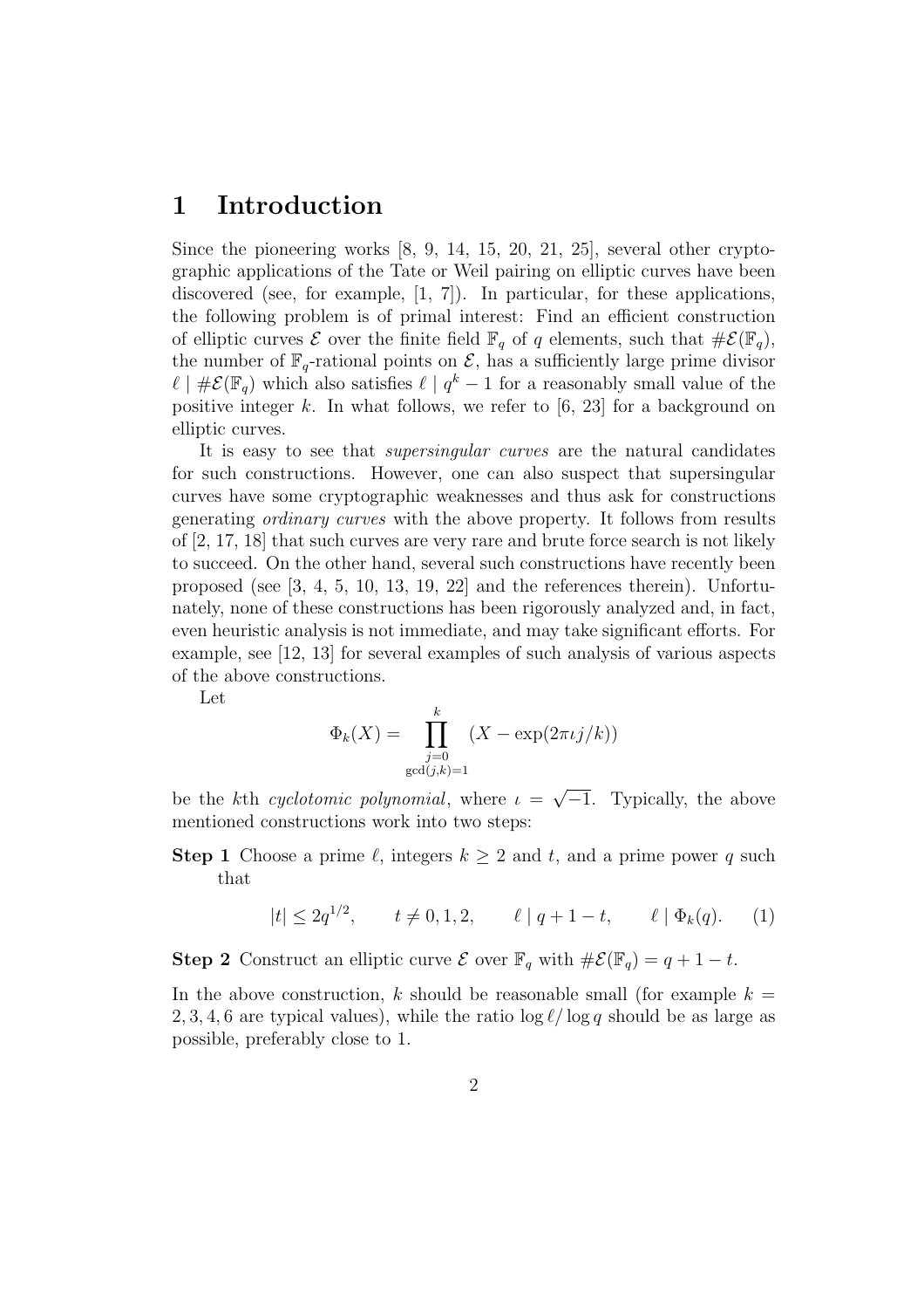# 1 Introduction

Since the pioneering works [8, 9, 14, 15, 20, 21, 25], several other cryptographic applications of the Tate or Weil pairing on elliptic curves have been discovered (see, for example, [1, 7]). In particular, for these applications, the following problem is of primal interest: Find an efficient construction of elliptic curves $\mathcal{E}$ over the finite field $\mathbb{F}_q$ of $q$ elements, such that $\#\mathcal{E}(\mathbb{F}_q)$, the number of $\mathbb{F}_q$-rational points on $\mathcal{E}$, has a sufficiently large prime divisor $\ell \mid \#\mathcal{E}(\mathbb{F}_q)$ which also satisfies $\ell \mid q^k - 1$ for a reasonably small value of the positive integer $k$. In what follows, we refer to [6, 23] for a background on elliptic curves.

It is easy to see that *supersingular curves* are the natural candidates for such constructions. However, one can also suspect that supersingular curves have some cryptographic weaknesses and thus ask for constructions generating *ordinary curves* with the above property. It follows from results of [2, 17, 18] that such curves are very rare and brute force search is not likely to succeed. On the other hand, several such constructions have recently been proposed (see [3, 4, 5, 10, 13, 19, 22] and the references therein). Unfortunately, none of these constructions has been rigorously analyzed and, in fact, even heuristic analysis is not immediate, and may take significant efforts. For example, see [12, 13] for several examples of such analysis of various aspects of the above constructions.

Let

$$\Phi_k(X) = \prod_{\substack{j=0 \\ \gcd(j,k)=1}}^{k} (X - \exp(2\pi\iota j/k))$$

be the $k$th *cyclotomic polynomial*, where $\iota = \sqrt{-1}$. Typically, the above mentioned constructions work into two steps:

**Step 1** Choose a prime $\ell$, integers $k \geq 2$ and $t$, and a prime power $q$ such that

$$|t| \leq 2q^{1/2}, \qquad t \neq 0, 1, 2, \qquad \ell \mid q + 1 - t, \qquad \ell \mid \Phi_k(q). \tag{1}$$

**Step 2** Construct an elliptic curve $\mathcal{E}$ over $\mathbb{F}_q$ with $\#\mathcal{E}(\mathbb{F}_q) = q + 1 - t$.

In the above construction, $k$ should be reasonable small (for example $k = 2, 3, 4, 6$ are typical values), while the ratio $\log \ell / \log q$ should be as large as possible, preferably close to 1.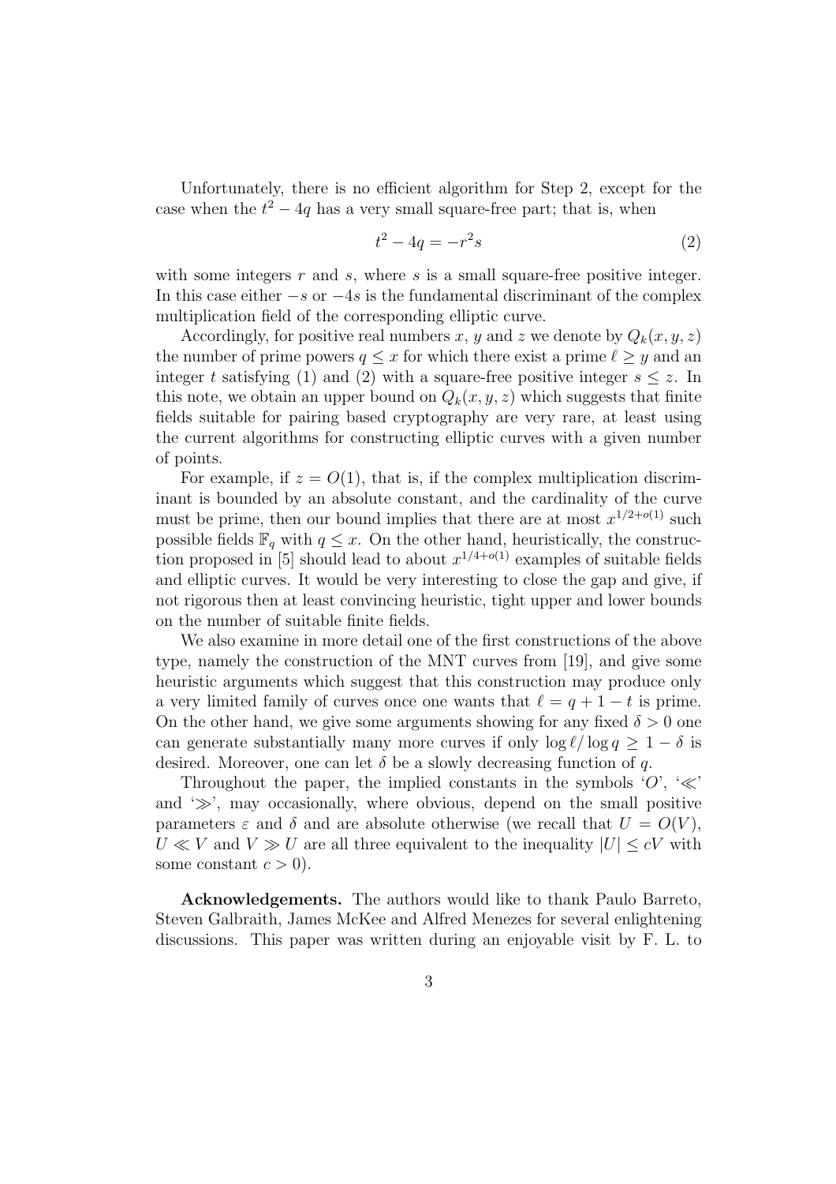Unfortunately, there is no efficient algorithm for Step 2, except for the case when the $t^2 - 4q$ has a very small square-free part; that is, when

$$t^2 - 4q = -r^2 s \tag{2}$$

with some integers $r$ and $s$, where $s$ is a small square-free positive integer. In this case either $-s$ or $-4s$ is the fundamental discriminant of the complex multiplication field of the corresponding elliptic curve.

Accordingly, for positive real numbers $x$, $y$ and $z$ we denote by $Q_k(x, y, z)$ the number of prime powers $q \le x$ for which there exist a prime $\ell \ge y$ and an integer $t$ satisfying (1) and (2) with a square-free positive integer $s \le z$. In this note, we obtain an upper bound on $Q_k(x, y, z)$ which suggests that finite fields suitable for pairing based cryptography are very rare, at least using the current algorithms for constructing elliptic curves with a given number of points.

For example, if $z = O(1)$, that is, if the complex multiplication discriminant is bounded by an absolute constant, and the cardinality of the curve must be prime, then our bound implies that there are at most $x^{1/2+o(1)}$ such possible fields $\mathbb{F}_q$ with $q \le x$. On the other hand, heuristically, the construction proposed in [5] should lead to about $x^{1/4+o(1)}$ examples of suitable fields and elliptic curves. It would be very interesting to close the gap and give, if not rigorous then at least convincing heuristic, tight upper and lower bounds on the number of suitable finite fields.

We also examine in more detail one of the first constructions of the above type, namely the construction of the MNT curves from [19], and give some heuristic arguments which suggest that this construction may produce only a very limited family of curves once one wants that $\ell = q + 1 - t$ is prime. On the other hand, we give some arguments showing for any fixed $\delta > 0$ one can generate substantially many more curves if only $\log \ell / \log q \ge 1 - \delta$ is desired. Moreover, one can let $\delta$ be a slowly decreasing function of $q$.

Throughout the paper, the implied constants in the symbols '$O$', '$\ll$' and '$\gg$', may occasionally, where obvious, depend on the small positive parameters $\varepsilon$ and $\delta$ and are absolute otherwise (we recall that $U = O(V)$, $U \ll V$ and $V \gg U$ are all three equivalent to the inequality $|U| \le cV$ with some constant $c > 0$).

**Acknowledgements.** The authors would like to thank Paulo Barreto, Steven Galbraith, James McKee and Alfred Menezes for several enlightening discussions. This paper was written during an enjoyable visit by F. L. to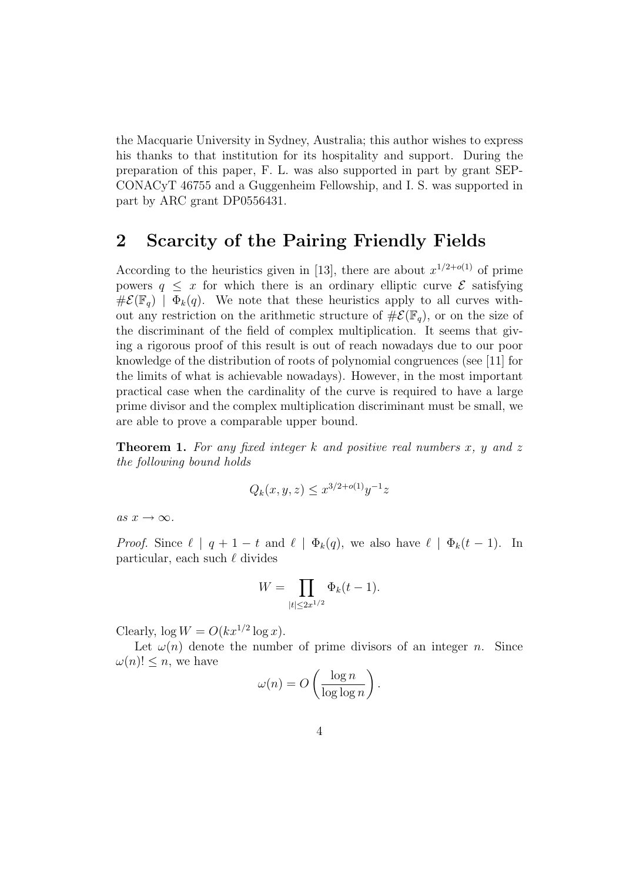the Macquarie University in Sydney, Australia; this author wishes to express his thanks to that institution for its hospitality and support. During the preparation of this paper, F. L. was also supported in part by grant SEP-CONACyT 46755 and a Guggenheim Fellowship, and I. S. was supported in part by ARC grant DP0556431.

## 2 Scarcity of the Pairing Friendly Fields

According to the heuristics given in [13], there are about $x^{1/2+o(1)}$ of prime powers $q \le x$ for which there is an ordinary elliptic curve $\mathcal{E}$ satisfying $\#\mathcal{E}(\mathbb{F}_q) \mid \Phi_k(q)$. We note that these heuristics apply to all curves without any restriction on the arithmetic structure of $\#\mathcal{E}(\mathbb{F}_q)$, or on the size of the discriminant of the field of complex multiplication. It seems that giving a rigorous proof of this result is out of reach nowadays due to our poor knowledge of the distribution of roots of polynomial congruences (see [11] for the limits of what is achievable nowadays). However, in the most important practical case when the cardinality of the curve is required to have a large prime divisor and the complex multiplication discriminant must be small, we are able to prove a comparable upper bound.

**Theorem 1.** *For any fixed integer $k$ and positive real numbers $x$, $y$ and $z$ the following bound holds*

$$Q_k(x, y, z) \le x^{3/2+o(1)} y^{-1} z$$

*as $x \to \infty$.*

*Proof.* Since $\ell \mid q + 1 - t$ and $\ell \mid \Phi_k(q)$, we also have $\ell \mid \Phi_k(t-1)$. In particular, each such $\ell$ divides

$$W = \prod_{|t| \le 2x^{1/2}} \Phi_k(t-1).$$

Clearly, $\log W = O(kx^{1/2} \log x)$.

Let $\omega(n)$ denote the number of prime divisors of an integer $n$. Since $\omega(n)! \le n$, we have

$$\omega(n) = O\left(\frac{\log n}{\log \log n}\right).$$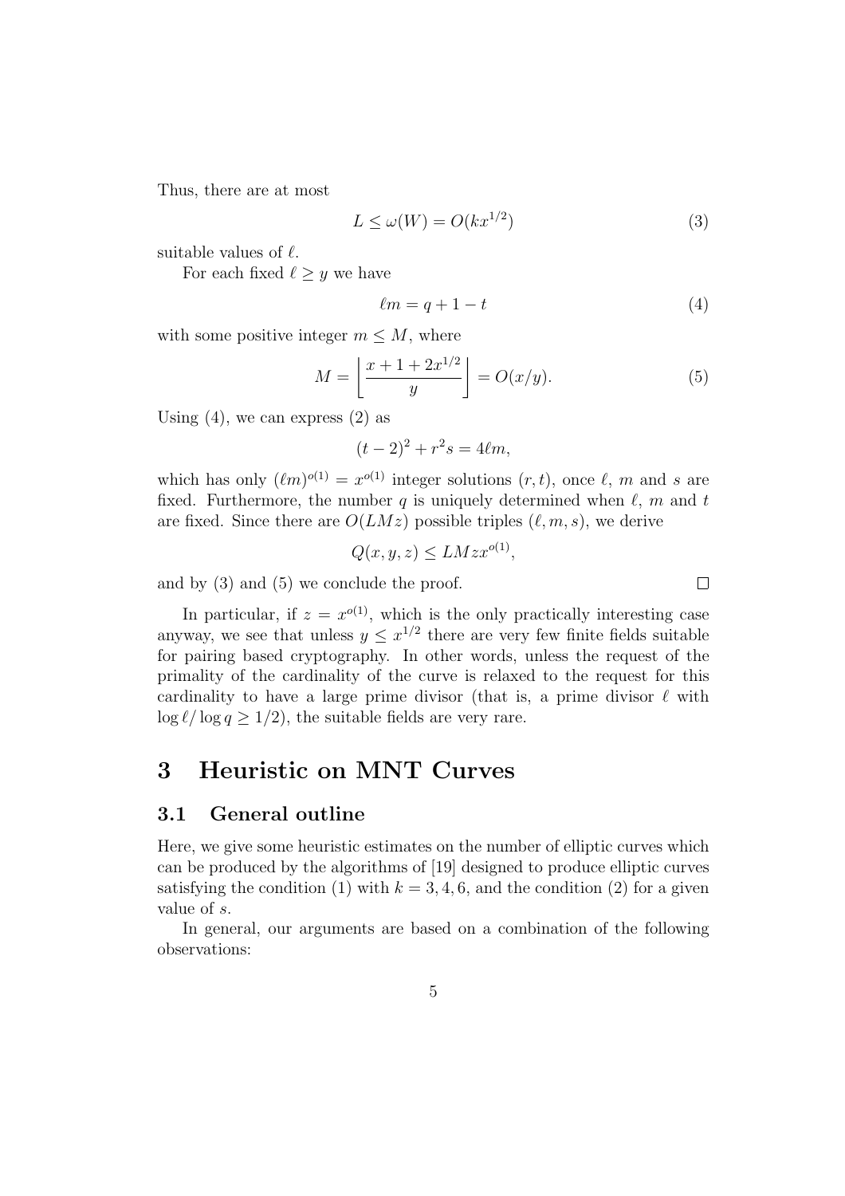Thus, there are at most

$$L \le \omega(W) = O(kx^{1/2}) \tag{3}$$

suitable values of $\ell$.

For each fixed $\ell \ge y$ we have

$$\ell m = q + 1 - t \tag{4}$$

with some positive integer $m \le M$, where

$$M = \left\lfloor \frac{x + 1 + 2x^{1/2}}{y} \right\rfloor = O(x/y). \tag{5}$$

Using (4), we can express (2) as

$$(t-2)^2 + r^2 s = 4\ell m,$$

which has only $(\ell m)^{o(1)} = x^{o(1)}$ integer solutions $(r, t)$, once $\ell$, $m$ and $s$ are fixed. Furthermore, the number $q$ is uniquely determined when $\ell$, $m$ and $t$ are fixed. Since there are $O(LMz)$ possible triples $(\ell, m, s)$, we derive

$$Q(x, y, z) \le LMzx^{o(1)},$$

and by (3) and (5) we conclude the proof. □

In particular, if $z = x^{o(1)}$, which is the only practically interesting case anyway, we see that unless $y \le x^{1/2}$ there are very few finite fields suitable for pairing based cryptography. In other words, unless the request of the primality of the cardinality of the curve is relaxed to the request for this cardinality to have a large prime divisor (that is, a prime divisor $\ell$ with $\log \ell / \log q \ge 1/2$), the suitable fields are very rare.

# 3 Heuristic on MNT Curves

## 3.1 General outline

Here, we give some heuristic estimates on the number of elliptic curves which can be produced by the algorithms of [19] designed to produce elliptic curves satisfying the condition (1) with $k = 3, 4, 6$, and the condition (2) for a given value of $s$.

In general, our arguments are based on a combination of the following observations: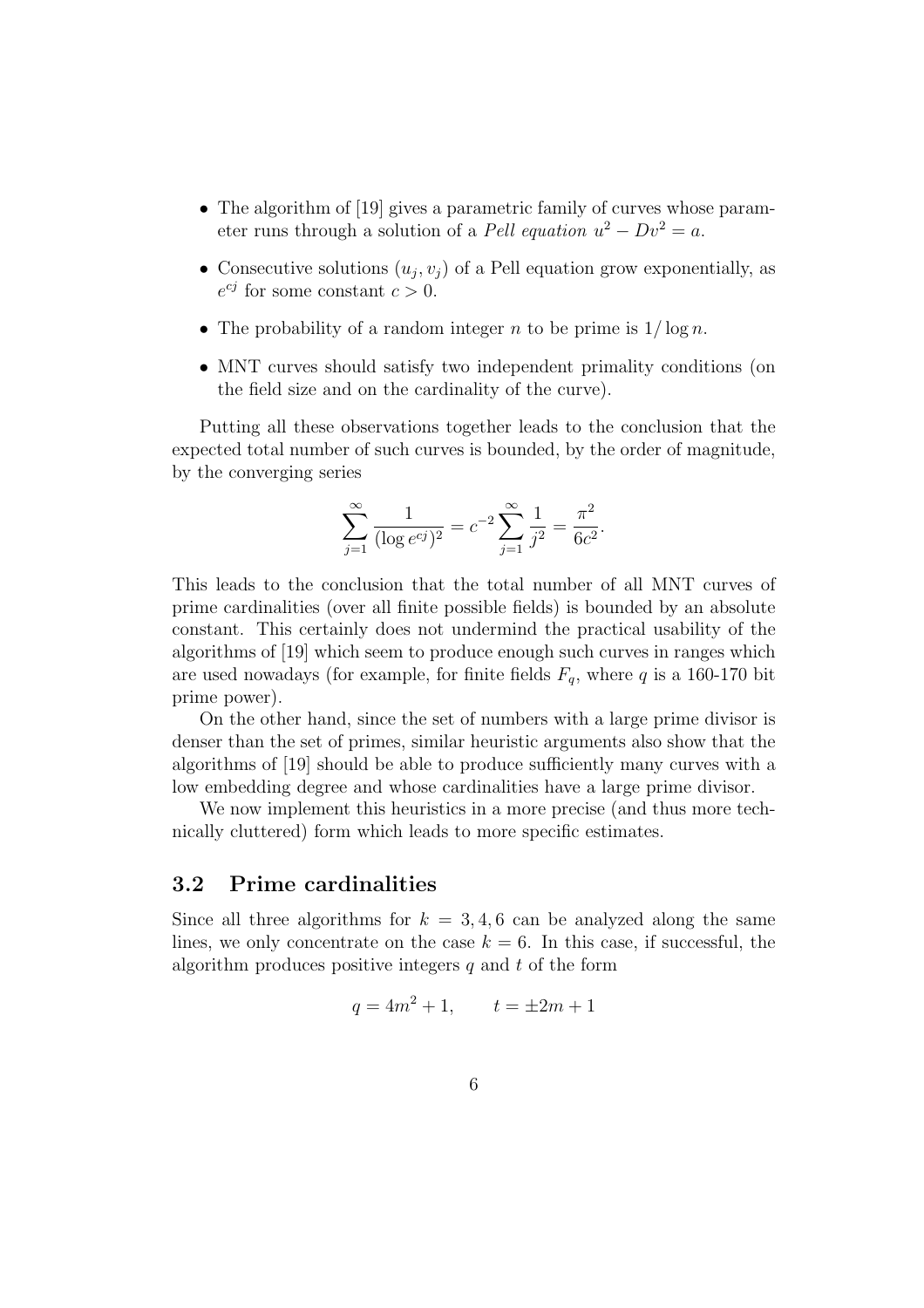- The algorithm of [19] gives a parametric family of curves whose parameter runs through a solution of a *Pell equation* $u^2 - Dv^2 = a$.
- Consecutive solutions $(u_j, v_j)$ of a Pell equation grow exponentially, as $e^{cj}$ for some constant $c > 0$.
- The probability of a random integer $n$ to be prime is $1/\log n$.
- MNT curves should satisfy two independent primality conditions (on the field size and on the cardinality of the curve).

Putting all these observations together leads to the conclusion that the expected total number of such curves is bounded, by the order of magnitude, by the converging series

$$\sum_{j=1}^{\infty} \frac{1}{(\log e^{cj})^2} = c^{-2} \sum_{j=1}^{\infty} \frac{1}{j^2} = \frac{\pi^2}{6c^2}.$$

This leads to the conclusion that the total number of all MNT curves of prime cardinalities (over all finite possible fields) is bounded by an absolute constant. This certainly does not undermind the practical usability of the algorithms of [19] which seem to produce enough such curves in ranges which are used nowadays (for example, for finite fields $F_q$, where $q$ is a 160-170 bit prime power).

On the other hand, since the set of numbers with a large prime divisor is denser than the set of primes, similar heuristic arguments also show that the algorithms of [19] should be able to produce sufficiently many curves with a low embedding degree and whose cardinalities have a large prime divisor.

We now implement this heuristics in a more precise (and thus more technically cluttered) form which leads to more specific estimates.

### 3.2 Prime cardinalities

Since all three algorithms for $k = 3, 4, 6$ can be analyzed along the same lines, we only concentrate on the case $k = 6$. In this case, if successful, the algorithm produces positive integers $q$ and $t$ of the form

$$q = 4m^2 + 1, \qquad t = \pm 2m + 1$$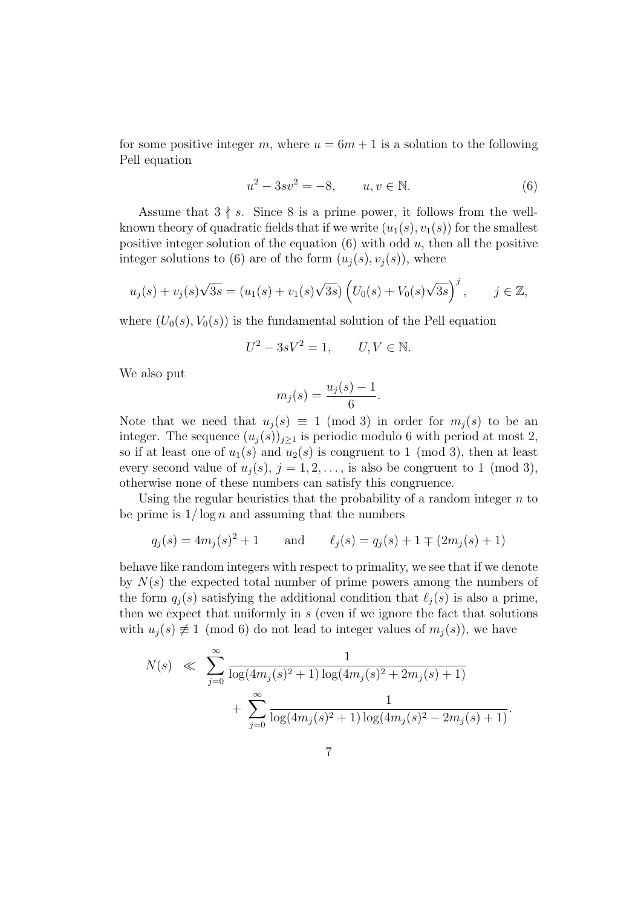for some positive integer $m$, where $u = 6m + 1$ is a solution to the following Pell equation

$$u^2 - 3sv^2 = -8, \qquad u, v \in \mathbb{N}. \tag{6}$$

Assume that $3 \nmid s$. Since 8 is a prime power, it follows from the well-known theory of quadratic fields that if we write $(u_1(s), v_1(s))$ for the smallest positive integer solution of the equation (6) with odd $u$, then all the positive integer solutions to (6) are of the form $(u_j(s), v_j(s))$, where

$$u_j(s) + v_j(s)\sqrt{3s} = (u_1(s) + v_1(s)\sqrt{3s}) \left( U_0(s) + V_0(s)\sqrt{3s} \right)^j, \qquad j \in \mathbb{Z},$$

where $(U_0(s), V_0(s))$ is the fundamental solution of the Pell equation

$$U^2 - 3sV^2 = 1, \qquad U, V \in \mathbb{N}.$$

We also put

$$m_j(s) = \frac{u_j(s) - 1}{6}.$$

Note that we need that $u_j(s) \equiv 1 \pmod 3$ in order for $m_j(s)$ to be an integer. The sequence $(u_j(s))_{j \geq 1}$ is periodic modulo 6 with period at most 2, so if at least one of $u_1(s)$ and $u_2(s)$ is congruent to $1 \pmod 3$, then at least every second value of $u_j(s)$, $j = 1, 2, \ldots$, is also be congruent to $1 \pmod 3$, otherwise none of these numbers can satisfy this congruence.

Using the regular heuristics that the probability of a random integer $n$ to be prime is $1/\log n$ and assuming that the numbers

$$q_j(s) = 4m_j(s)^2 + 1 \qquad \text{and} \qquad \ell_j(s) = q_j(s) + 1 \mp (2m_j(s) + 1)$$

behave like random integers with respect to primality, we see that if we denote by $N(s)$ the expected total number of prime powers among the numbers of the form $q_j(s)$ satisfying the additional condition that $\ell_j(s)$ is also a prime, then we expect that uniformly in $s$ (even if we ignore the fact that solutions with $u_j(s) \not\equiv 1 \pmod 6$ do not lead to integer values of $m_j(s)$), we have

$$\begin{aligned} N(s) \ &\ll \ \sum_{j=0}^{\infty} \frac{1}{\log(4m_j(s)^2 + 1) \log(4m_j(s)^2 + 2m_j(s) + 1)} \\ &\qquad + \ \sum_{j=0}^{\infty} \frac{1}{\log(4m_j(s)^2 + 1) \log(4m_j(s)^2 - 2m_j(s) + 1)}. \end{aligned}$$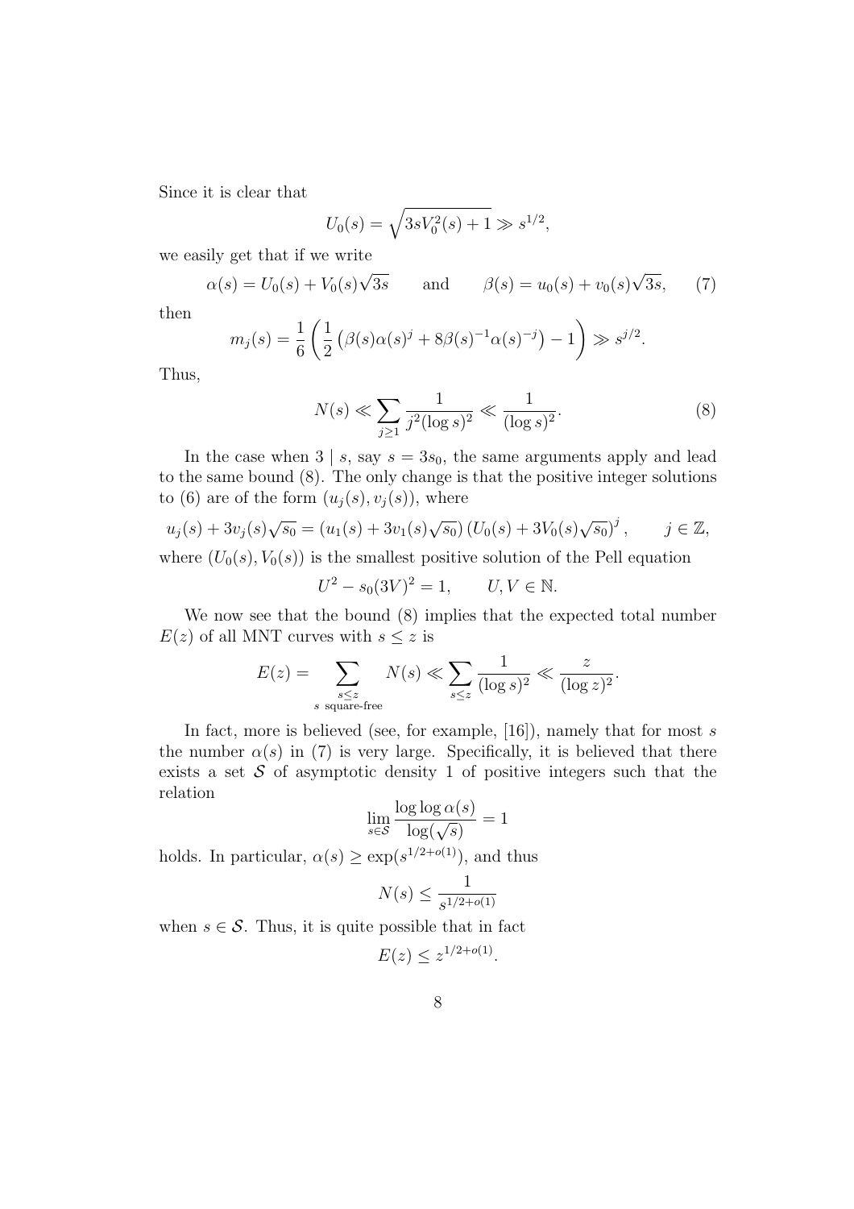Since it is clear that

$$U_0(s) = \sqrt{3sV_0^2(s) + 1} \gg s^{1/2},$$

we easily get that if we write

$$\alpha(s) = U_0(s) + V_0(s)\sqrt{3s} \qquad \text{and} \qquad \beta(s) = u_0(s) + v_0(s)\sqrt{3s}, \tag{7}$$

then

$$m_j(s) = \frac{1}{6}\left(\frac{1}{2}\left(\beta(s)\alpha(s)^j + 8\beta(s)^{-1}\alpha(s)^{-j}\right) - 1\right) \gg s^{j/2}.$$

Thus,

$$N(s) \ll \sum_{j\geq 1} \frac{1}{j^2(\log s)^2} \ll \frac{1}{(\log s)^2}. \tag{8}$$

In the case when $3 \mid s$, say $s = 3s_0$, the same arguments apply and lead to the same bound (8). The only change is that the positive integer solutions to (6) are of the form $(u_j(s), v_j(s))$, where

$$u_j(s) + 3v_j(s)\sqrt{s_0} = \left(u_1(s) + 3v_1(s)\sqrt{s_0}\right)\left(U_0(s) + 3V_0(s)\sqrt{s_0}\right)^j, \qquad j \in \mathbb{Z},$$

where $(U_0(s), V_0(s))$ is the smallest positive solution of the Pell equation

$$U^2 - s_0(3V)^2 = 1, \qquad U, V \in \mathbb{N}.$$

We now see that the bound (8) implies that the expected total number $E(z)$ of all MNT curves with $s \leq z$ is

$$E(z) = \sum_{\substack{s\leq z\\ s \text{ square-free}}} N(s) \ll \sum_{s\leq z} \frac{1}{(\log s)^2} \ll \frac{z}{(\log z)^2}.$$

In fact, more is believed (see, for example, [16]), namely that for most $s$ the number $\alpha(s)$ in (7) is very large. Specifically, it is believed that there exists a set $\mathcal{S}$ of asymptotic density 1 of positive integers such that the relation

$$\lim_{s\in\mathcal{S}} \frac{\log\log\alpha(s)}{\log(\sqrt{s})} = 1$$

holds. In particular, $\alpha(s) \geq \exp(s^{1/2+o(1)})$, and thus

$$N(s) \leq \frac{1}{s^{1/2+o(1)}}$$

when $s \in \mathcal{S}$. Thus, it is quite possible that in fact

$$E(z) \leq z^{1/2+o(1)}.$$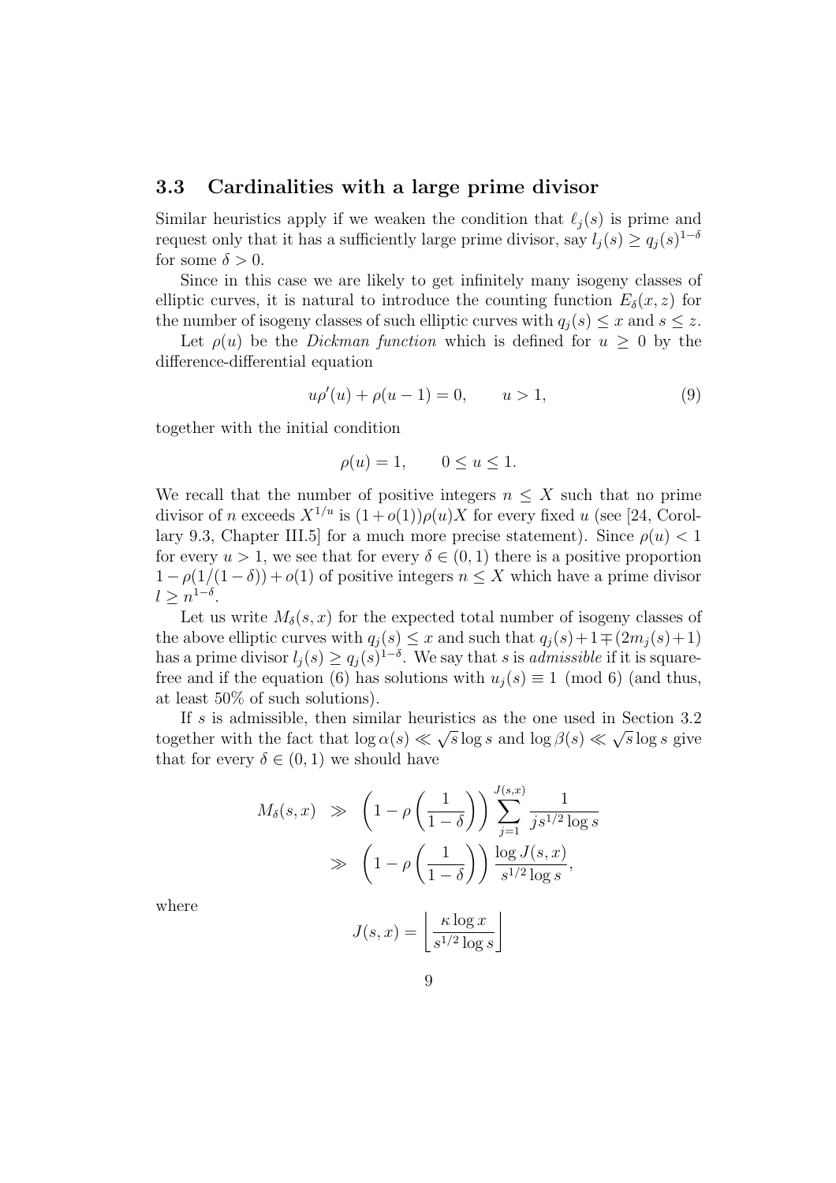### 3.3 Cardinalities with a large prime divisor

Similar heuristics apply if we weaken the condition that $\ell_j(s)$ is prime and request only that it has a sufficiently large prime divisor, say $l_j(s) \geq q_j(s)^{1-\delta}$ for some $\delta > 0$.

Since in this case we are likely to get infinitely many isogeny classes of elliptic curves, it is natural to introduce the counting function $E_\delta(x, z)$ for the number of isogeny classes of such elliptic curves with $q_j(s) \leq x$ and $s \leq z$.

Let $\rho(u)$ be the *Dickman function* which is defined for $u \geq 0$ by the difference-differential equation

$$u\rho'(u) + \rho(u-1) = 0, \qquad u > 1, \tag{9}$$

together with the initial condition

$$\rho(u) = 1, \qquad 0 \leq u \leq 1.$$

We recall that the number of positive integers $n \leq X$ such that no prime divisor of $n$ exceeds $X^{1/u}$ is $(1 + o(1))\rho(u)X$ for every fixed $u$ (see [24, Corollary 9.3, Chapter III.5] for a much more precise statement). Since $\rho(u) < 1$ for every $u > 1$, we see that for every $\delta \in (0, 1)$ there is a positive proportion $1 - \rho(1/(1-\delta)) + o(1)$ of positive integers $n \leq X$ which have a prime divisor $l \geq n^{1-\delta}$.

Let us write $M_\delta(s, x)$ for the expected total number of isogeny classes of the above elliptic curves with $q_j(s) \leq x$ and such that $q_j(s) + 1 \mp (2m_j(s) + 1)$ has a prime divisor $l_j(s) \geq q_j(s)^{1-\delta}$. We say that $s$ is *admissible* if it is square-free and if the equation (6) has solutions with $u_j(s) \equiv 1 \pmod 6$ (and thus, at least 50% of such solutions).

If $s$ is admissible, then similar heuristics as the one used in Section 3.2 together with the fact that $\log \alpha(s) \ll \sqrt{s} \log s$ and $\log \beta(s) \ll \sqrt{s} \log s$ give that for every $\delta \in (0, 1)$ we should have

$$\begin{aligned}
M_\delta(s, x) &\gg \left(1 - \rho\left(\frac{1}{1-\delta}\right)\right) \sum_{j=1}^{J(s,x)} \frac{1}{js^{1/2}\log s} \\
&\gg \left(1 - \rho\left(\frac{1}{1-\delta}\right)\right) \frac{\log J(s, x)}{s^{1/2}\log s},
\end{aligned}$$

where

$$J(s, x) = \left\lfloor \frac{\kappa \log x}{s^{1/2}\log s} \right\rfloor$$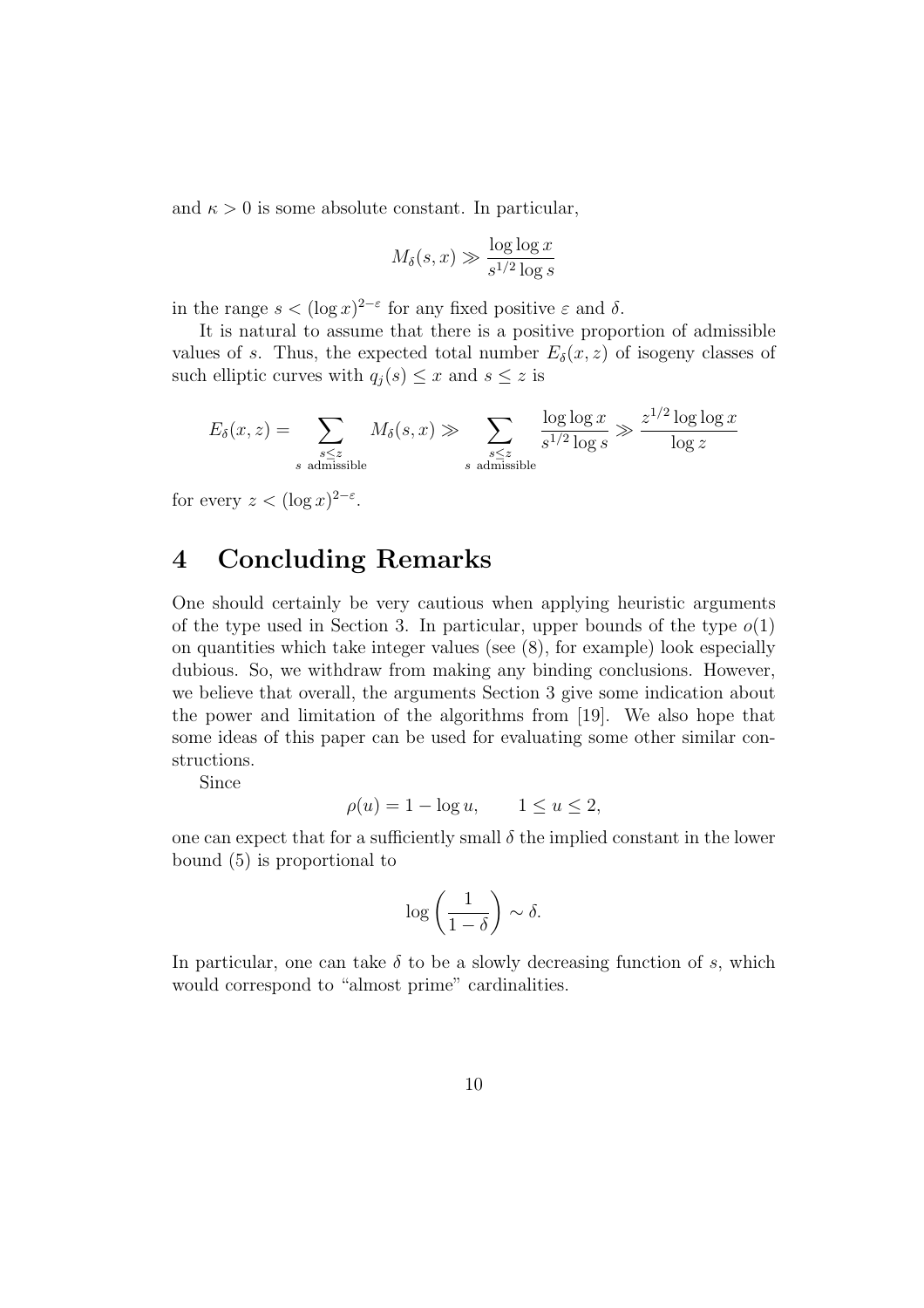and $\kappa > 0$ is some absolute constant. In particular,

$$M_\delta(s, x) \gg \frac{\log \log x}{s^{1/2} \log s}$$

in the range $s < (\log x)^{2-\varepsilon}$ for any fixed positive $\varepsilon$ and $\delta$.

It is natural to assume that there is a positive proportion of admissible values of $s$. Thus, the expected total number $E_\delta(x, z)$ of isogeny classes of such elliptic curves with $q_j(s) \le x$ and $s \le z$ is

$$E_\delta(x, z) = \sum_{\substack{s \le z \\ s \text{ admissible}}} M_\delta(s, x) \gg \sum_{\substack{s \le z \\ s \text{ admissible}}} \frac{\log \log x}{s^{1/2} \log s} \gg \frac{z^{1/2} \log \log x}{\log z}$$

for every $z < (\log x)^{2-\varepsilon}$.

# 4 Concluding Remarks

One should certainly be very cautious when applying heuristic arguments of the type used in Section 3. In particular, upper bounds of the type $o(1)$ on quantities which take integer values (see (8), for example) look especially dubious. So, we withdraw from making any binding conclusions. However, we believe that overall, the arguments Section 3 give some indication about the power and limitation of the algorithms from [19]. We also hope that some ideas of this paper can be used for evaluating some other similar constructions.

Since

$$\rho(u) = 1 - \log u, \qquad 1 \le u \le 2,$$

one can expect that for a sufficiently small $\delta$ the implied constant in the lower bound (5) is proportional to

$$\log\left(\frac{1}{1-\delta}\right) \sim \delta.$$

In particular, one can take $\delta$ to be a slowly decreasing function of $s$, which would correspond to "almost prime" cardinalities.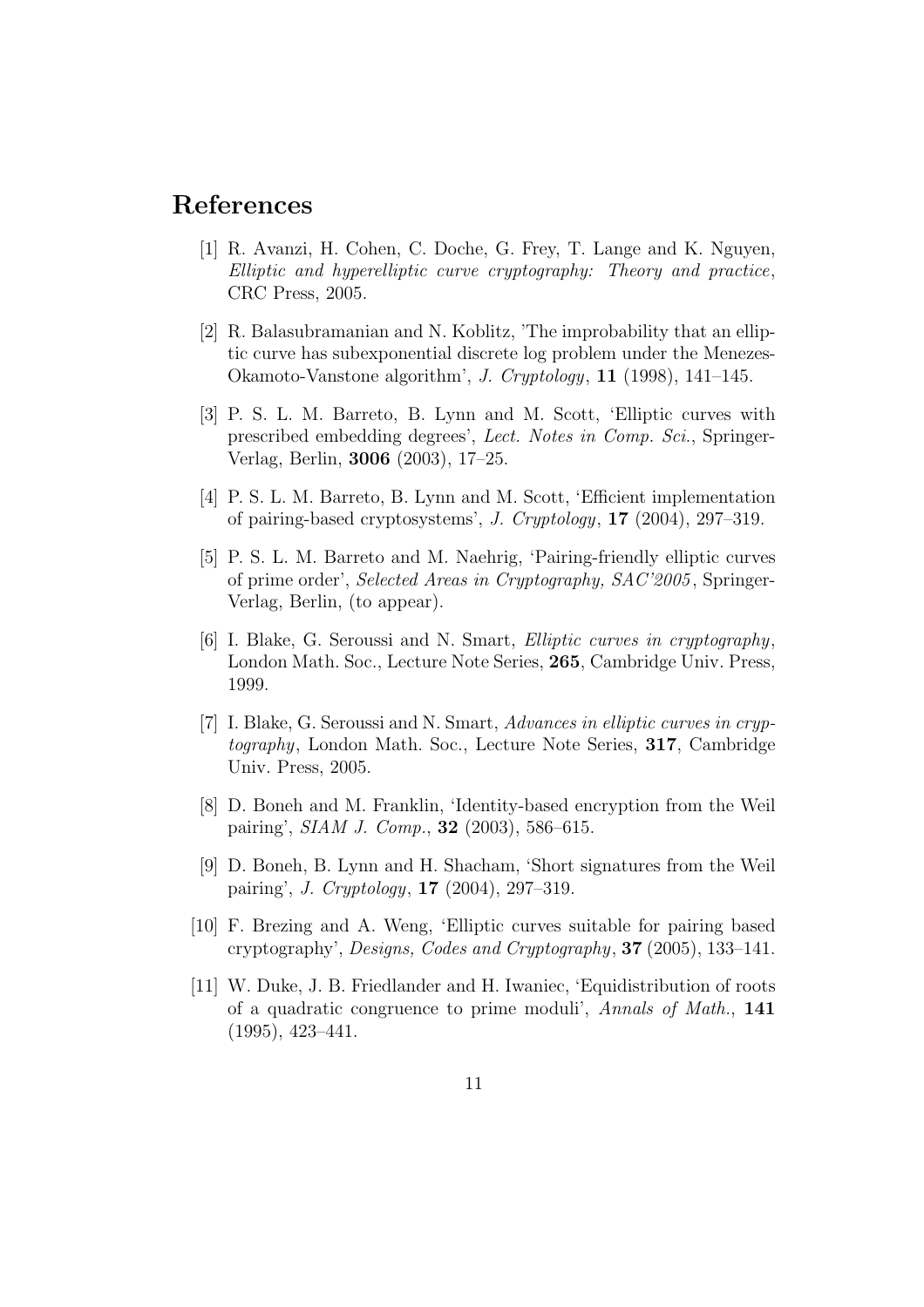## References

[1] R. Avanzi, H. Cohen, C. Doche, G. Frey, T. Lange and K. Nguyen, *Elliptic and hyperelliptic curve cryptography: Theory and practice*, CRC Press, 2005.

[2] R. Balasubramanian and N. Koblitz, 'The improbability that an elliptic curve has subexponential discrete log problem under the Menezes-Okamoto-Vanstone algorithm', *J. Cryptology*, **11** (1998), 141–145.

[3] P. S. L. M. Barreto, B. Lynn and M. Scott, 'Elliptic curves with prescribed embedding degrees', *Lect. Notes in Comp. Sci.*, Springer-Verlag, Berlin, **3006** (2003), 17–25.

[4] P. S. L. M. Barreto, B. Lynn and M. Scott, 'Efficient implementation of pairing-based cryptosystems', *J. Cryptology*, **17** (2004), 297–319.

[5] P. S. L. M. Barreto and M. Naehrig, 'Pairing-friendly elliptic curves of prime order', *Selected Areas in Cryptography, SAC'2005*, Springer-Verlag, Berlin, (to appear).

[6] I. Blake, G. Seroussi and N. Smart, *Elliptic curves in cryptography*, London Math. Soc., Lecture Note Series, **265**, Cambridge Univ. Press, 1999.

[7] I. Blake, G. Seroussi and N. Smart, *Advances in elliptic curves in cryptography*, London Math. Soc., Lecture Note Series, **317**, Cambridge Univ. Press, 2005.

[8] D. Boneh and M. Franklin, 'Identity-based encryption from the Weil pairing', *SIAM J. Comp.*, **32** (2003), 586–615.

[9] D. Boneh, B. Lynn and H. Shacham, 'Short signatures from the Weil pairing', *J. Cryptology*, **17** (2004), 297–319.

[10] F. Brezing and A. Weng, 'Elliptic curves suitable for pairing based cryptography', *Designs, Codes and Cryptography*, **37** (2005), 133–141.

[11] W. Duke, J. B. Friedlander and H. Iwaniec, 'Equidistribution of roots of a quadratic congruence to prime moduli', *Annals of Math.*, **141** (1995), 423–441.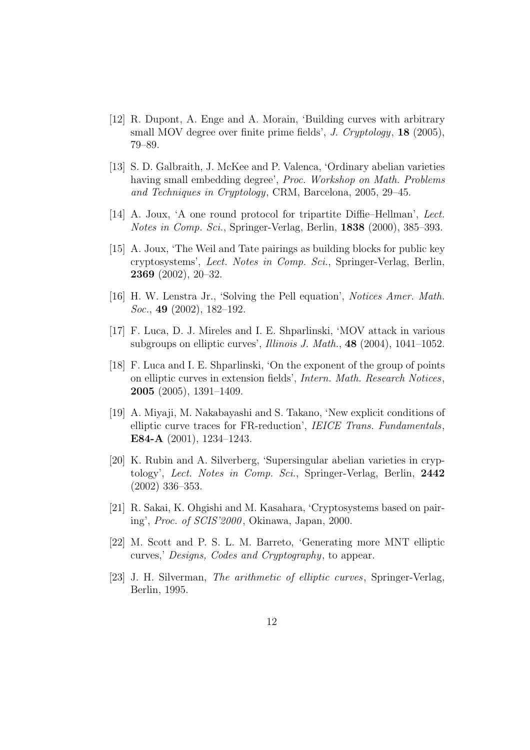[12] R. Dupont, A. Enge and A. Morain, 'Building curves with arbitrary small MOV degree over finite prime fields', *J. Cryptology*, **18** (2005), 79–89.

[13] S. D. Galbraith, J. McKee and P. Valenca, 'Ordinary abelian varieties having small embedding degree', *Proc. Workshop on Math. Problems and Techniques in Cryptology*, CRM, Barcelona, 2005, 29–45.

[14] A. Joux, 'A one round protocol for tripartite Diffie–Hellman', *Lect. Notes in Comp. Sci.*, Springer-Verlag, Berlin, **1838** (2000), 385–393.

[15] A. Joux, 'The Weil and Tate pairings as building blocks for public key cryptosystems', *Lect. Notes in Comp. Sci.*, Springer-Verlag, Berlin, **2369** (2002), 20–32.

[16] H. W. Lenstra Jr., 'Solving the Pell equation', *Notices Amer. Math. Soc.*, **49** (2002), 182–192.

[17] F. Luca, D. J. Mireles and I. E. Shparlinski, 'MOV attack in various subgroups on elliptic curves', *Illinois J. Math.*, **48** (2004), 1041–1052.

[18] F. Luca and I. E. Shparlinski, 'On the exponent of the group of points on elliptic curves in extension fields', *Intern. Math. Research Notices*, **2005** (2005), 1391–1409.

[19] A. Miyaji, M. Nakabayashi and S. Takano, 'New explicit conditions of elliptic curve traces for FR-reduction', *IEICE Trans. Fundamentals*, **E84-A** (2001), 1234–1243.

[20] K. Rubin and A. Silverberg, 'Supersingular abelian varieties in cryptology', *Lect. Notes in Comp. Sci.*, Springer-Verlag, Berlin, **2442** (2002) 336–353.

[21] R. Sakai, K. Ohgishi and M. Kasahara, 'Cryptosystems based on pairing', *Proc. of SCIS'2000*, Okinawa, Japan, 2000.

[22] M. Scott and P. S. L. M. Barreto, 'Generating more MNT elliptic curves,' *Designs, Codes and Cryptography*, to appear.

[23] J. H. Silverman, *The arithmetic of elliptic curves*, Springer-Verlag, Berlin, 1995.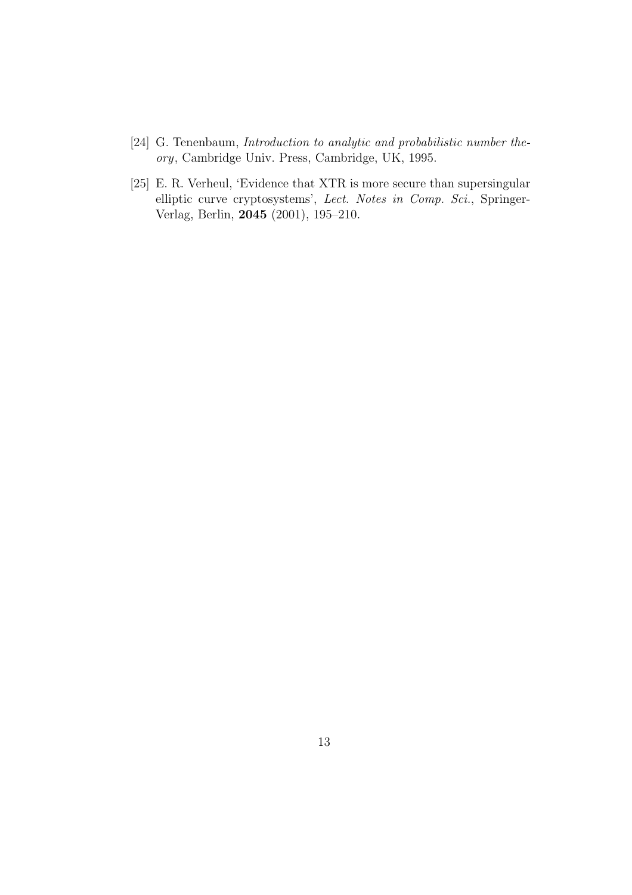[24] G. Tenenbaum, *Introduction to analytic and probabilistic number theory*, Cambridge Univ. Press, Cambridge, UK, 1995.

[25] E. R. Verheul, 'Evidence that XTR is more secure than supersingular elliptic curve cryptosystems', *Lect. Notes in Comp. Sci.*, Springer-Verlag, Berlin, **2045** (2001), 195–210.